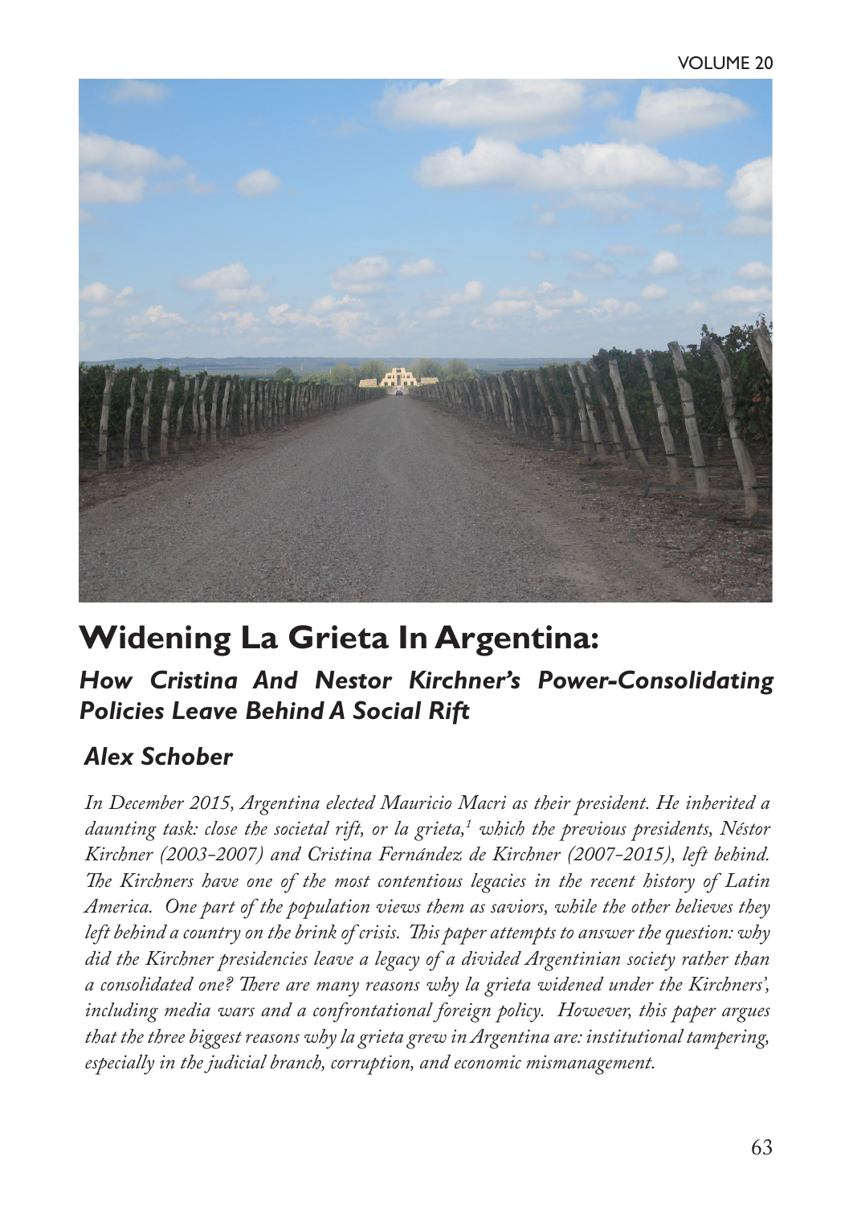# Widening La Grieta In Argentina:

## *How Cristina And Nestor Kirchner's Power-Consolidating Policies Leave Behind A Social Rift*

### *Alex Schober*

*In December 2015, Argentina elected Mauricio Macri as their president. He inherited a daunting task: close the societal rift, or la grieta,[1] which the previous presidents, Néstor Kirchner (2003-2007) and Cristina Fernández de Kirchner (2007-2015), left behind. The Kirchners have one of the most contentious legacies in the recent history of Latin America. One part of the population views them as saviors, while the other believes they left behind a country on the brink of crisis. This paper attempts to answer the question: why did the Kirchner presidencies leave a legacy of a divided Argentinian society rather than a consolidated one? There are many reasons why la grieta widened under the Kirchners', including media wars and a confrontational foreign policy. However, this paper argues that the three biggest reasons why la grieta grew in Argentina are: institutional tampering, especially in the judicial branch, corruption, and economic mismanagement.*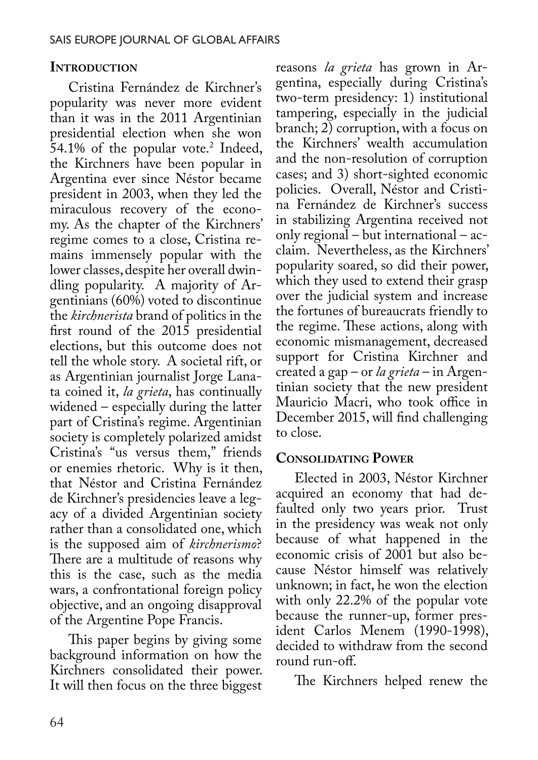## Introduction

Cristina Fernández de Kirchner's popularity was never more evident than it was in the 2011 Argentinian presidential election when she won 54.1% of the popular vote.[2] Indeed, the Kirchners have been popular in Argentina ever since Néstor became president in 2003, when they led the miraculous recovery of the economy. As the chapter of the Kirchners' regime comes to a close, Cristina remains immensely popular with the lower classes, despite her overall dwindling popularity. A majority of Argentinians (60%) voted to discontinue the *kirchnerista* brand of politics in the first round of the 2015 presidential elections, but this outcome does not tell the whole story. A societal rift, or as Argentinian journalist Jorge Lanata coined it, *la grieta*, has continually widened – especially during the latter part of Cristina's regime. Argentinian society is completely polarized amidst Cristina's "us versus them," friends or enemies rhetoric. Why is it then, that Néstor and Cristina Fernández de Kirchner's presidencies leave a legacy of a divided Argentinian society rather than a consolidated one, which is the supposed aim of *kirchnerismo*? There are a multitude of reasons why this is the case, such as the media wars, a confrontational foreign policy objective, and an ongoing disapproval of the Argentine Pope Francis.

This paper begins by giving some background information on how the Kirchners consolidated their power. It will then focus on the three biggest reasons *la grieta* has grown in Argentina, especially during Cristina's two-term presidency: 1) institutional tampering, especially in the judicial branch; 2) corruption, with a focus on the Kirchners' wealth accumulation and the non-resolution of corruption cases; and 3) short-sighted economic policies. Overall, Néstor and Cristina Fernández de Kirchner's success in stabilizing Argentina received not only regional – but international – acclaim. Nevertheless, as the Kirchners' popularity soared, so did their power, which they used to extend their grasp over the judicial system and increase the fortunes of bureaucrats friendly to the regime. These actions, along with economic mismanagement, decreased support for Cristina Kirchner and created a gap – or *la grieta* – in Argentinian society that the new president Mauricio Macri, who took office in December 2015, will find challenging to close.

## Consolidating Power

Elected in 2003, Néstor Kirchner acquired an economy that had defaulted only two years prior. Trust in the presidency was weak not only because of what happened in the economic crisis of 2001 but also because Néstor himself was relatively unknown; in fact, he won the election with only 22.2% of the popular vote because the runner-up, former president Carlos Menem (1990-1998), decided to withdraw from the second round run-off.

The Kirchners helped renew the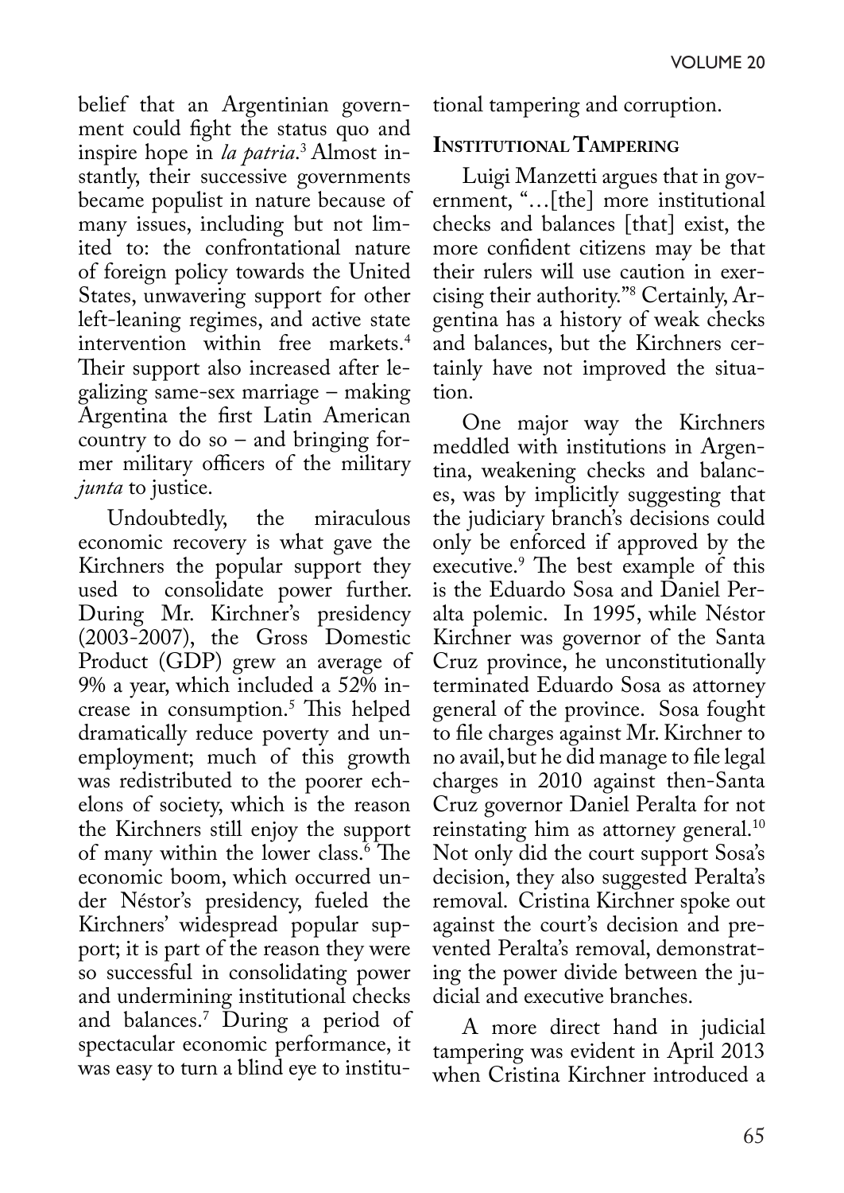belief that an Argentinian government could fight the status quo and inspire hope in *la patria*.[3] Almost instantly, their successive governments became populist in nature because of many issues, including but not limited to: the confrontational nature of foreign policy towards the United States, unwavering support for other left-leaning regimes, and active state intervention within free markets.[4] Their support also increased after legalizing same-sex marriage – making Argentina the first Latin American country to do so – and bringing former military officers of the military *junta* to justice.

Undoubtedly, the miraculous economic recovery is what gave the Kirchners the popular support they used to consolidate power further. During Mr. Kirchner's presidency (2003-2007), the Gross Domestic Product (GDP) grew an average of 9% a year, which included a 52% increase in consumption.[5] This helped dramatically reduce poverty and unemployment; much of this growth was redistributed to the poorer echelons of society, which is the reason the Kirchners still enjoy the support of many within the lower class.[6] The economic boom, which occurred under Néstor's presidency, fueled the Kirchners' widespread popular support; it is part of the reason they were so successful in consolidating power and undermining institutional checks and balances.[7] During a period of spectacular economic performance, it was easy to turn a blind eye to institutional tampering and corruption.

## Institutional Tampering

Luigi Manzetti argues that in government, "…[the] more institutional checks and balances [that] exist, the more confident citizens may be that their rulers will use caution in exercising their authority."[8] Certainly, Argentina has a history of weak checks and balances, but the Kirchners certainly have not improved the situation.

One major way the Kirchners meddled with institutions in Argentina, weakening checks and balances, was by implicitly suggesting that the judiciary branch's decisions could only be enforced if approved by the executive.[9] The best example of this is the Eduardo Sosa and Daniel Peralta polemic. In 1995, while Néstor Kirchner was governor of the Santa Cruz province, he unconstitutionally terminated Eduardo Sosa as attorney general of the province. Sosa fought to file charges against Mr. Kirchner to no avail, but he did manage to file legal charges in 2010 against then-Santa Cruz governor Daniel Peralta for not reinstating him as attorney general.[10] Not only did the court support Sosa's decision, they also suggested Peralta's removal. Cristina Kirchner spoke out against the court's decision and prevented Peralta's removal, demonstrating the power divide between the judicial and executive branches.

A more direct hand in judicial tampering was evident in April 2013 when Cristina Kirchner introduced a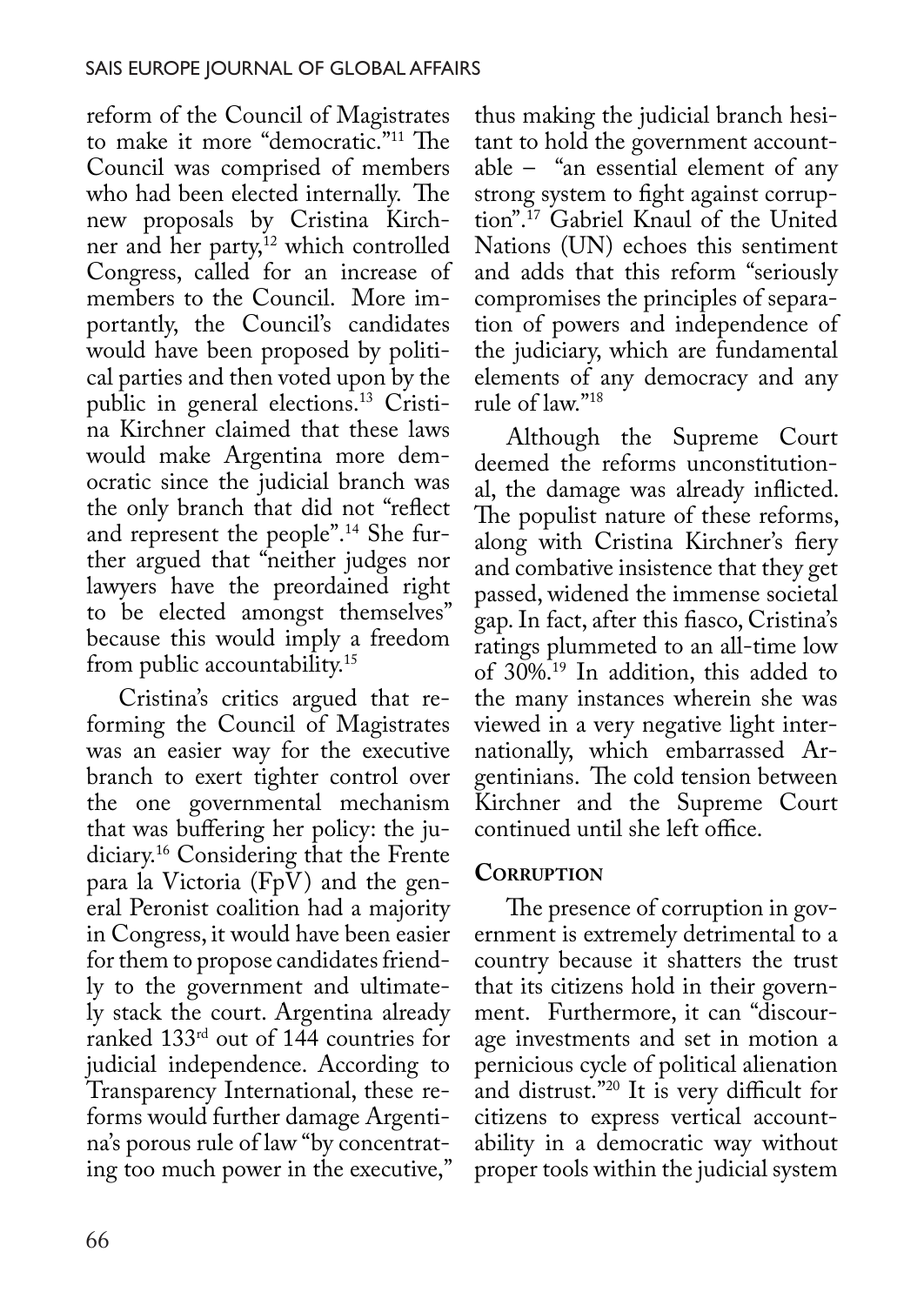reform of the Council of Magistrates to make it more "democratic."[11] The Council was comprised of members who had been elected internally. The new proposals by Cristina Kirchner and her party,[12] which controlled Congress, called for an increase of members to the Council. More importantly, the Council's candidates would have been proposed by political parties and then voted upon by the public in general elections.[13] Cristina Kirchner claimed that these laws would make Argentina more democratic since the judicial branch was the only branch that did not "reflect and represent the people".[14] She further argued that "neither judges nor lawyers have the preordained right to be elected amongst themselves" because this would imply a freedom from public accountability.[15]

Cristina's critics argued that reforming the Council of Magistrates was an easier way for the executive branch to exert tighter control over the one governmental mechanism that was buffering her policy: the judiciary.[16] Considering that the Frente para la Victoria (FpV) and the general Peronist coalition had a majority in Congress, it would have been easier for them to propose candidates friendly to the government and ultimately stack the court. Argentina already ranked 133rd out of 144 countries for judicial independence. According to Transparency International, these reforms would further damage Argentina's porous rule of law "by concentrating too much power in the executive," thus making the judicial branch hesitant to hold the government accountable – "an essential element of any strong system to fight against corruption".[17] Gabriel Knaul of the United Nations (UN) echoes this sentiment and adds that this reform "seriously compromises the principles of separation of powers and independence of the judiciary, which are fundamental elements of any democracy and any rule of law."[18]

Although the Supreme Court deemed the reforms unconstitutional, the damage was already inflicted. The populist nature of these reforms, along with Cristina Kirchner's fiery and combative insistence that they get passed, widened the immense societal gap. In fact, after this fiasco, Cristina's ratings plummeted to an all-time low of 30%.[19] In addition, this added to the many instances wherein she was viewed in a very negative light internationally, which embarrassed Argentinians. The cold tension between Kirchner and the Supreme Court continued until she left office.

## Corruption

The presence of corruption in government is extremely detrimental to a country because it shatters the trust that its citizens hold in their government. Furthermore, it can "discourage investments and set in motion a pernicious cycle of political alienation and distrust."[20] It is very difficult for citizens to express vertical accountability in a democratic way without proper tools within the judicial system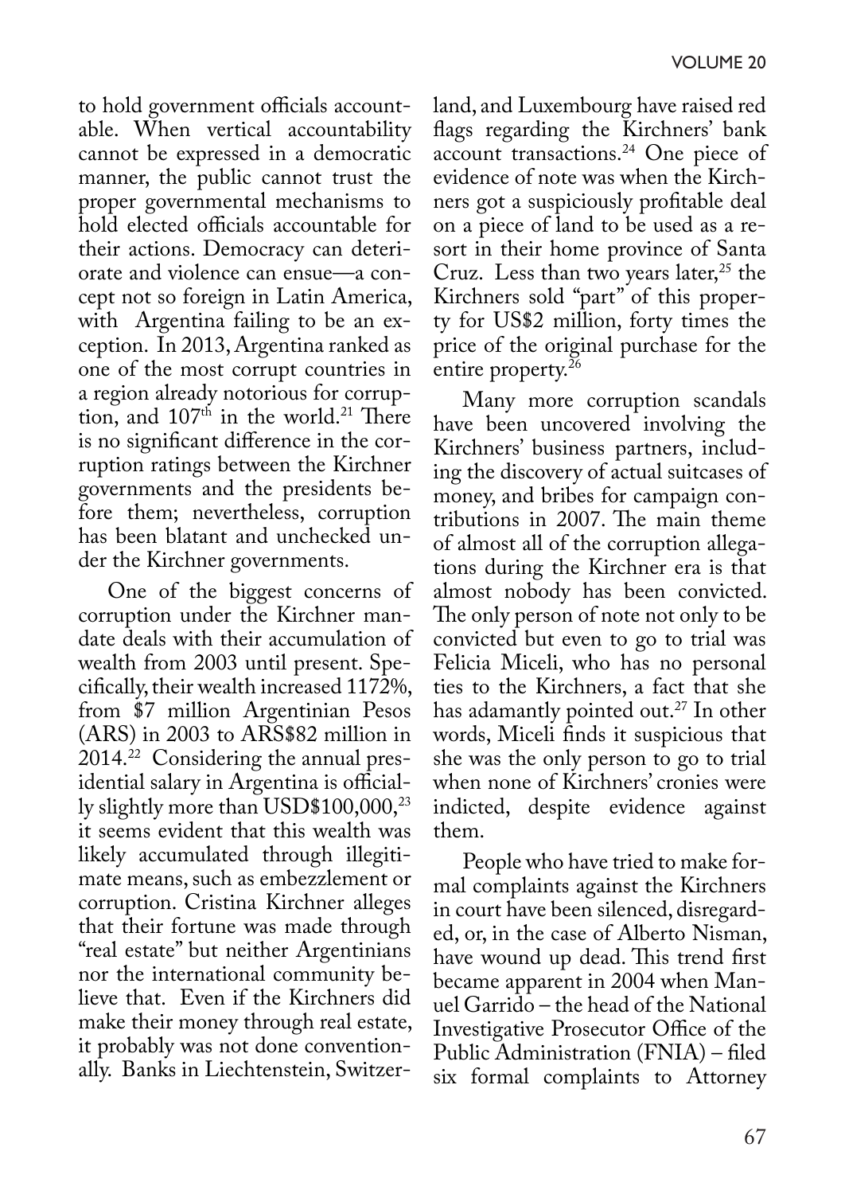to hold government officials accountable. When vertical accountability cannot be expressed in a democratic manner, the public cannot trust the proper governmental mechanisms to hold elected officials accountable for their actions. Democracy can deteriorate and violence can ensue—a concept not so foreign in Latin America, with Argentina failing to be an exception. In 2013, Argentina ranked as one of the most corrupt countries in a region already notorious for corruption, and 107$^{th}$ in the world.[21] There is no significant difference in the corruption ratings between the Kirchner governments and the presidents before them; nevertheless, corruption has been blatant and unchecked under the Kirchner governments.

One of the biggest concerns of corruption under the Kirchner mandate deals with their accumulation of wealth from 2003 until present. Specifically, their wealth increased 1172%, from $7 million Argentinian Pesos (ARS) in 2003 to ARS$82 million in 2014.[22] Considering the annual presidential salary in Argentina is officially slightly more than USD$100,000,[23] it seems evident that this wealth was likely accumulated through illegitimate means, such as embezzlement or corruption. Cristina Kirchner alleges that their fortune was made through "real estate" but neither Argentinians nor the international community believe that. Even if the Kirchners did make their money through real estate, it probably was not done conventionally. Banks in Liechtenstein, Switzerland, and Luxembourg have raised red flags regarding the Kirchners' bank account transactions.[24] One piece of evidence of note was when the Kirchners got a suspiciously profitable deal on a piece of land to be used as a resort in their home province of Santa Cruz. Less than two years later,[25] the Kirchners sold "part" of this property for US$2 million, forty times the price of the original purchase for the entire property.[26]

Many more corruption scandals have been uncovered involving the Kirchners' business partners, including the discovery of actual suitcases of money, and bribes for campaign contributions in 2007. The main theme of almost all of the corruption allegations during the Kirchner era is that almost nobody has been convicted. The only person of note not only to be convicted but even to go to trial was Felicia Miceli, who has no personal ties to the Kirchners, a fact that she has adamantly pointed out.[27] In other words, Miceli finds it suspicious that she was the only person to go to trial when none of Kirchners' cronies were indicted, despite evidence against them.

People who have tried to make formal complaints against the Kirchners in court have been silenced, disregarded, or, in the case of Alberto Nisman, have wound up dead. This trend first became apparent in 2004 when Manuel Garrido – the head of the National Investigative Prosecutor Office of the Public Administration (FNIA) – filed six formal complaints to Attorney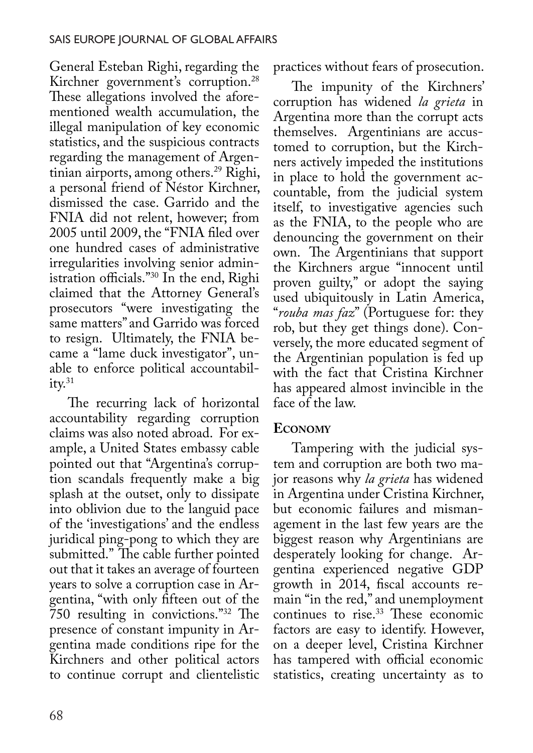General Esteban Righi, regarding the Kirchner government's corruption.[28] These allegations involved the aforementioned wealth accumulation, the illegal manipulation of key economic statistics, and the suspicious contracts regarding the management of Argentinian airports, among others.[29] Righi, a personal friend of Néstor Kirchner, dismissed the case. Garrido and the FNIA did not relent, however; from 2005 until 2009, the "FNIA filed over one hundred cases of administrative irregularities involving senior administration officials."[30] In the end, Righi claimed that the Attorney General's prosecutors "were investigating the same matters" and Garrido was forced to resign. Ultimately, the FNIA became a "lame duck investigator", unable to enforce political accountability.[31]

The recurring lack of horizontal accountability regarding corruption claims was also noted abroad. For example, a United States embassy cable pointed out that "Argentina's corruption scandals frequently make a big splash at the outset, only to dissipate into oblivion due to the languid pace of the 'investigations' and the endless juridical ping-pong to which they are submitted." The cable further pointed out that it takes an average of fourteen years to solve a corruption case in Argentina, "with only fifteen out of the 750 resulting in convictions."[32] The presence of constant impunity in Argentina made conditions ripe for the Kirchners and other political actors to continue corrupt and clientelistic practices without fears of prosecution.

The impunity of the Kirchners' corruption has widened *la grieta* in Argentina more than the corrupt acts themselves. Argentinians are accustomed to corruption, but the Kirchners actively impeded the institutions in place to hold the government accountable, from the judicial system itself, to investigative agencies such as the FNIA, to the people who are denouncing the government on their own. The Argentinians that support the Kirchners argue "innocent until proven guilty," or adopt the saying used ubiquitously in Latin America, "*rouba mas faz*" (Portuguese for: they rob, but they get things done). Conversely, the more educated segment of the Argentinian population is fed up with the fact that Cristina Kirchner has appeared almost invincible in the face of the law.

## Economy

Tampering with the judicial system and corruption are both two major reasons why *la grieta* has widened in Argentina under Cristina Kirchner, but economic failures and mismanagement in the last few years are the biggest reason why Argentinians are desperately looking for change. Argentina experienced negative GDP growth in 2014, fiscal accounts remain "in the red," and unemployment continues to rise.[33] These economic factors are easy to identify. However, on a deeper level, Cristina Kirchner has tampered with official economic statistics, creating uncertainty as to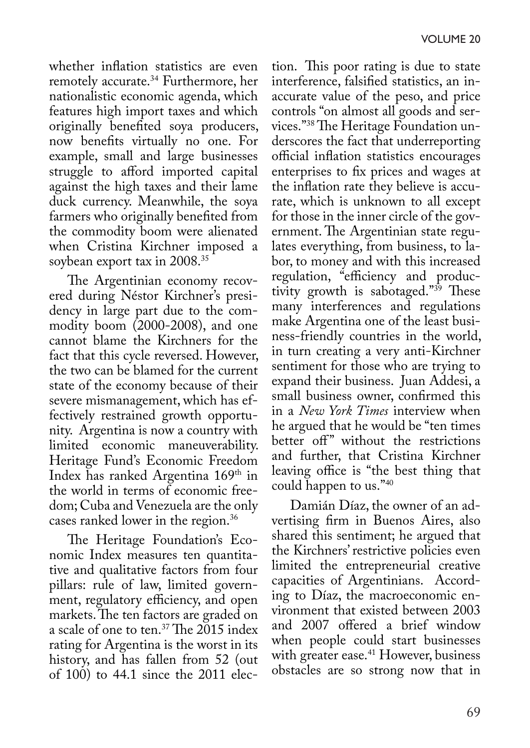whether inflation statistics are even remotely accurate.[34] Furthermore, her nationalistic economic agenda, which features high import taxes and which originally benefited soya producers, now benefits virtually no one. For example, small and large businesses struggle to afford imported capital against the high taxes and their lame duck currency. Meanwhile, the soya farmers who originally benefited from the commodity boom were alienated when Cristina Kirchner imposed a soybean export tax in 2008.[35]

The Argentinian economy recovered during Néstor Kirchner's presidency in large part due to the commodity boom (2000-2008), and one cannot blame the Kirchners for the fact that this cycle reversed. However, the two can be blamed for the current state of the economy because of their severe mismanagement, which has effectively restrained growth opportunity. Argentina is now a country with limited economic maneuverability. Heritage Fund's Economic Freedom Index has ranked Argentina 169th in the world in terms of economic freedom; Cuba and Venezuela are the only cases ranked lower in the region.[36]

The Heritage Foundation's Economic Index measures ten quantitative and qualitative factors from four pillars: rule of law, limited government, regulatory efficiency, and open markets. The ten factors are graded on a scale of one to ten.[37] The 2015 index rating for Argentina is the worst in its history, and has fallen from 52 (out of 100) to 44.1 since the 2011 election. This poor rating is due to state interference, falsified statistics, an inaccurate value of the peso, and price controls "on almost all goods and services."[38] The Heritage Foundation underscores the fact that underreporting official inflation statistics encourages enterprises to fix prices and wages at the inflation rate they believe is accurate, which is unknown to all except for those in the inner circle of the government. The Argentinian state regulates everything, from business, to labor, to money and with this increased regulation, "efficiency and productivity growth is sabotaged."[39] These many interferences and regulations make Argentina one of the least business-friendly countries in the world, in turn creating a very anti-Kirchner sentiment for those who are trying to expand their business. Juan Addesi, a small business owner, confirmed this in a *New York Times* interview when he argued that he would be "ten times better off" without the restrictions and further, that Cristina Kirchner leaving office is "the best thing that could happen to us."[40]

Damián Díaz, the owner of an advertising firm in Buenos Aires, also shared this sentiment; he argued that the Kirchners' restrictive policies even limited the entrepreneurial creative capacities of Argentinians. According to Díaz, the macroeconomic environment that existed between 2003 and 2007 offered a brief window when people could start businesses with greater ease.[41] However, business obstacles are so strong now that in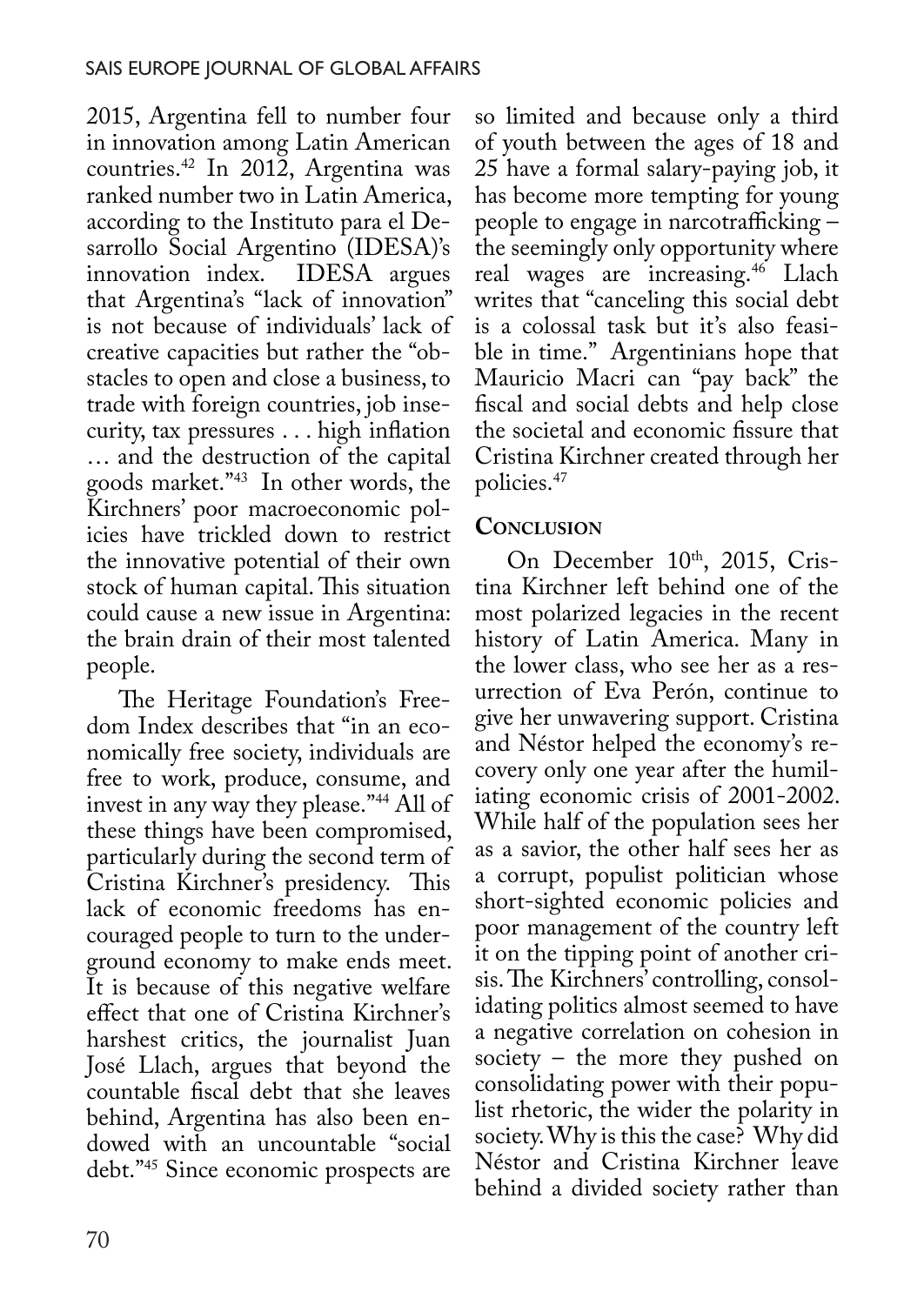2015, Argentina fell to number four in innovation among Latin American countries.[42] In 2012, Argentina was ranked number two in Latin America, according to the Instituto para el Desarrollo Social Argentino (IDESA)'s innovation index. IDESA argues that Argentina's "lack of innovation" is not because of individuals' lack of creative capacities but rather the "obstacles to open and close a business, to trade with foreign countries, job insecurity, tax pressures . . . high inflation … and the destruction of the capital goods market."[43] In other words, the Kirchners' poor macroeconomic policies have trickled down to restrict the innovative potential of their own stock of human capital. This situation could cause a new issue in Argentina: the brain drain of their most talented people.

The Heritage Foundation's Freedom Index describes that "in an economically free society, individuals are free to work, produce, consume, and invest in any way they please."[44] All of these things have been compromised, particularly during the second term of Cristina Kirchner's presidency. This lack of economic freedoms has encouraged people to turn to the underground economy to make ends meet. It is because of this negative welfare effect that one of Cristina Kirchner's harshest critics, the journalist Juan José Llach, argues that beyond the countable fiscal debt that she leaves behind, Argentina has also been endowed with an uncountable "social debt."[45] Since economic prospects are so limited and because only a third of youth between the ages of 18 and 25 have a formal salary-paying job, it has become more tempting for young people to engage in narcotrafficking – the seemingly only opportunity where real wages are increasing.[46] Llach writes that "canceling this social debt is a colossal task but it's also feasible in time." Argentinians hope that Mauricio Macri can "pay back" the fiscal and social debts and help close the societal and economic fissure that Cristina Kirchner created through her policies.[47]

## Conclusion

On December 10th, 2015, Cristina Kirchner left behind one of the most polarized legacies in the recent history of Latin America. Many in the lower class, who see her as a resurrection of Eva Perón, continue to give her unwavering support. Cristina and Néstor helped the economy's recovery only one year after the humiliating economic crisis of 2001-2002. While half of the population sees her as a savior, the other half sees her as a corrupt, populist politician whose short-sighted economic policies and poor management of the country left it on the tipping point of another crisis. The Kirchners' controlling, consolidating politics almost seemed to have a negative correlation on cohesion in society – the more they pushed on consolidating power with their populist rhetoric, the wider the polarity in society. Why is this the case? Why did Néstor and Cristina Kirchner leave behind a divided society rather than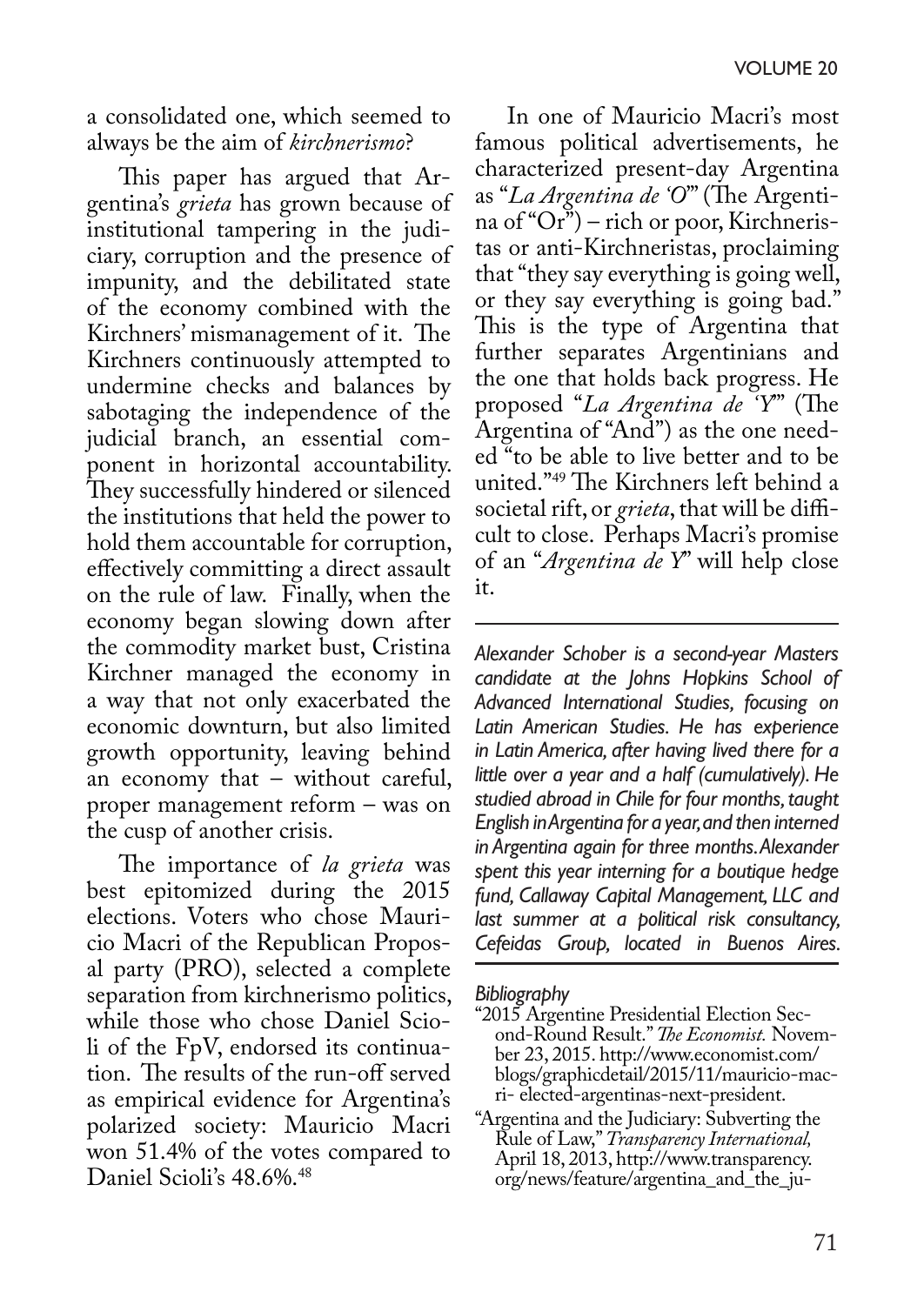a consolidated one, which seemed to always be the aim of *kirchnerismo*?

This paper has argued that Argentina's *grieta* has grown because of institutional tampering in the judiciary, corruption and the presence of impunity, and the debilitated state of the economy combined with the Kirchners' mismanagement of it. The Kirchners continuously attempted to undermine checks and balances by sabotaging the independence of the judicial branch, an essential component in horizontal accountability. They successfully hindered or silenced the institutions that held the power to hold them accountable for corruption, effectively committing a direct assault on the rule of law. Finally, when the economy began slowing down after the commodity market bust, Cristina Kirchner managed the economy in a way that not only exacerbated the economic downturn, but also limited growth opportunity, leaving behind an economy that – without careful, proper management reform – was on the cusp of another crisis.

The importance of *la grieta* was best epitomized during the 2015 elections. Voters who chose Mauricio Macri of the Republican Proposal party (PRO), selected a complete separation from kirchnerismo politics, while those who chose Daniel Scioli of the FpV, endorsed its continuation. The results of the run-off served as empirical evidence for Argentina's polarized society: Mauricio Macri won 51.4% of the votes compared to Daniel Scioli's 48.6%.[48]

In one of Mauricio Macri's most famous political advertisements, he characterized present-day Argentina as "*La Argentina de 'O*'" (The Argentina of "Or") – rich or poor, Kirchneristas or anti-Kirchneristas, proclaiming that "they say everything is going well, or they say everything is going bad." This is the type of Argentina that further separates Argentinians and the one that holds back progress. He proposed "*La Argentina de 'Y*'" (The Argentina of "And") as the one needed "to be able to live better and to be united."[49] The Kirchners left behind a societal rift, or *grieta*, that will be difficult to close. Perhaps Macri's promise of an "*Argentina de Y*" will help close it.

---

*Alexander Schober is a second-year Masters candidate at the Johns Hopkins School of Advanced International Studies, focusing on Latin American Studies. He has experience in Latin America, after having lived there for a little over a year and a half (cumulatively). He studied abroad in Chile for four months, taught English in Argentina for a year, and then interned in Argentina again for three months. Alexander spent this year interning for a boutique hedge fund, Callaway Capital Management, LLC and last summer at a political risk consultancy, Cefeidas Group, located in Buenos Aires.*

---

*Bibliography*

"2015 Argentine Presidential Election Second-Round Result." *The Economist.* November 23, 2015. http://www.economist.com/blogs/graphicdetail/2015/11/mauricio-macri- elected-argentinas-next-president.

"Argentina and the Judiciary: Subverting the Rule of Law," *Transparency International,* April 18, 2013, http://www.transparency.org/news/feature/argentina_and_the_ju-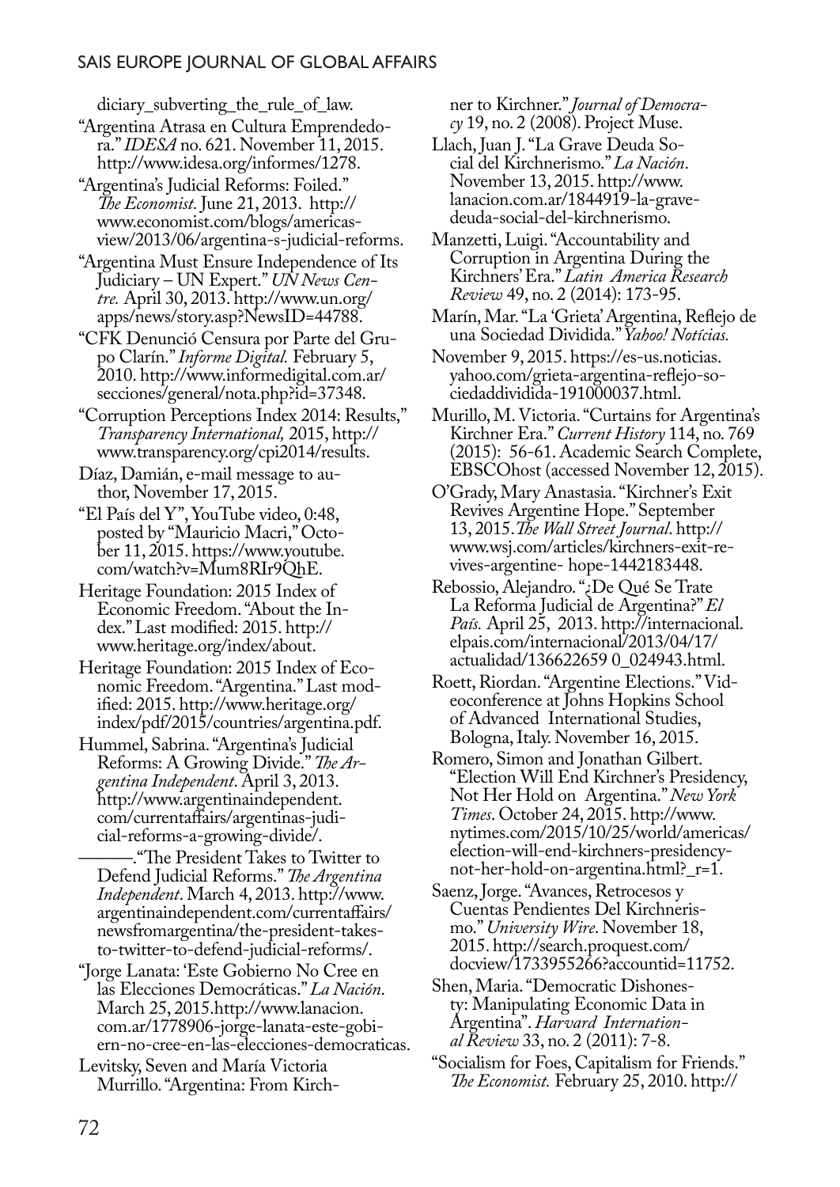diciary_subverting_the_rule_of_law.

"Argentina Atrasa en Cultura Emprendedora." *IDESA* no. 621. November 11, 2015. http://www.idesa.org/informes/1278.

"Argentina's Judicial Reforms: Foiled." *The Economist*. June 21, 2013. http://www.economist.com/blogs/americasview/2013/06/argentina-s-judicial-reforms.

"Argentina Must Ensure Independence of Its Judiciary – UN Expert." *UN News Centre.* April 30, 2013. http://www.un.org/apps/news/story.asp?NewsID=44788.

"CFK Denunció Censura por Parte del Grupo Clarín." *Informe Digital.* February 5, 2010. http://www.informedigital.com.ar/secciones/general/nota.php?id=37348.

"Corruption Perceptions Index 2014: Results," *Transparency International,* 2015, http://www.transparency.org/cpi2014/results.

Díaz, Damián, e-mail message to author, November 17, 2015.

"El País del Y", YouTube video, 0:48, posted by "Mauricio Macri," October 11, 2015. https://www.youtube.com/watch?v=Mum8RIr9QhE.

Heritage Foundation: 2015 Index of Economic Freedom. "About the Index." Last modified: 2015. http://www.heritage.org/index/about.

Heritage Foundation: 2015 Index of Economic Freedom. "Argentina." Last modified: 2015. http://www.heritage.org/index/pdf/2015/countries/argentina.pdf.

Hummel, Sabrina. "Argentina's Judicial Reforms: A Growing Divide." *The Argentina Independent*. April 3, 2013. http://www.argentinaindependent.com/currentaffairs/argentinas-judicial-reforms-a-growing-divide/.

———."The President Takes to Twitter to Defend Judicial Reforms." *The Argentina Independent*. March 4, 2013. http://www.argentinaindependent.com/currentaffairs/newsfromargentina/the-president-takes-to-twitter-to-defend-judicial-reforms/.

"Jorge Lanata: 'Este Gobierno No Cree en las Elecciones Democráticas." *La Nación*. March 25, 2015.http://www.lanacion.com.ar/1778906-jorge-lanata-este-gobiern-no-cree-en-las-elecciones-democraticas.

Levitsky, Seven and María Victoria Murrillo. "Argentina: From Kirchner to Kirchner." *Journal of Democracy* 19, no. 2 (2008). Project Muse.

Llach, Juan J. "La Grave Deuda Social del Kirchnerismo." *La Nación*. November 13, 2015. http://www.lanacion.com.ar/1844919-la-grave-deuda-social-del-kirchnerismo.

Manzetti, Luigi. "Accountability and Corruption in Argentina During the Kirchners' Era." *Latin America Research Review* 49, no. 2 (2014): 173-95.

Marín, Mar. "La 'Grieta' Argentina, Reflejo de una Sociedad Dividida." *Yahoo! Notícias.*

November 9, 2015. https://es-us.noticias.yahoo.com/grieta-argentina-reflejo-sociedaddividida-191000037.html.

Murillo, M. Victoria. "Curtains for Argentina's Kirchner Era." *Current History* 114, no. 769 (2015): 56-61. Academic Search Complete, EBSCOhost (accessed November 12, 2015).

O'Grady, Mary Anastasia. "Kirchner's Exit Revives Argentine Hope." September 13, 2015. *The Wall Street Journal*. http://www.wsj.com/articles/kirchners-exit-revives-argentine- hope-1442183448.

Rebossio, Alejandro. "¿De Qué Se Trate La Reforma Judicial de Argentina?" *El País.* April 25, 2013. http://internacional.elpais.com/internacional/2013/04/17/actualidad/136622659 0_024943.html.

Roett, Riordan. "Argentine Elections." Videoconference at Johns Hopkins School of Advanced International Studies, Bologna, Italy. November 16, 2015.

Romero, Simon and Jonathan Gilbert. "Election Will End Kirchner's Presidency, Not Her Hold on Argentina." *New York Times*. October 24, 2015. http://www.nytimes.com/2015/10/25/world/americas/election-will-end-kirchners-presidency-not-her-hold-on-argentina.html?_r=1.

Saenz, Jorge. "Avances, Retrocesos y Cuentas Pendientes Del Kirchnerismo." *University Wire*. November 18, 2015. http://search.proquest.com/docview/1733955266?accountid=11752.

Shen, Maria. "Democratic Dishonesty: Manipulating Economic Data in Argentina". *Harvard International Review* 33, no. 2 (2011): 7-8.

"Socialism for Foes, Capitalism for Friends." *The Economist.* February 25, 2010. http://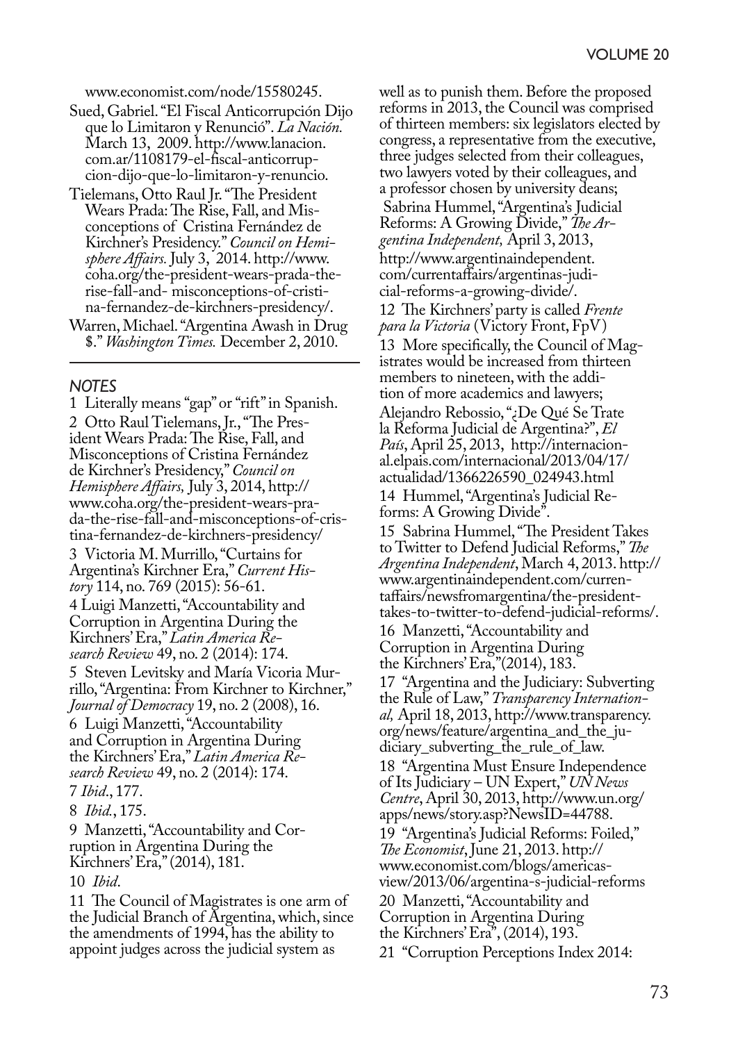www.economist.com/node/15580245.

Sued, Gabriel. "El Fiscal Anticorrupción Dijo que lo Limitaron y Renunció". *La Nación.* March 13, 2009. http://www.lanacion.com.ar/1108179-el-fiscal-anticorrupcion-dijo-que-lo-limitaron-y-renuncio.

Tielemans, Otto Raul Jr. "The President Wears Prada: The Rise, Fall, and Misconceptions of Cristina Fernández de Kirchner's Presidency." *Council on Hemisphere Affairs.* July 3, 2014. http://www.coha.org/the-president-wears-prada-the-rise-fall-and- misconceptions-of-cristina-fernandez-de-kirchners-presidency/.

Warren, Michael. "Argentina Awash in Drug $." *Washington Times.* December 2, 2010.

---

## NOTES

1 Literally means "gap" or "rift" in Spanish.

2 Otto Raul Tielemans, Jr., "The President Wears Prada: The Rise, Fall, and Misconceptions of Cristina Fernández de Kirchner's Presidency," *Council on Hemisphere Affairs,* July 3, 2014, http://www.coha.org/the-president-wears-prada-the-rise-fall-and-misconceptions-of-cristina-fernandez-de-kirchners-presidency/

3 Victoria M. Murrillo, "Curtains for Argentina's Kirchner Era," *Current History* 114, no. 769 (2015): 56-61.

4 Luigi Manzetti, "Accountability and Corruption in Argentina During the Kirchners' Era," *Latin America Research Review* 49, no. 2 (2014): 174.

5 Steven Levitsky and María Vicoria Murrillo, "Argentina: From Kirchner to Kirchner," *Journal of Democracy* 19, no. 2 (2008), 16.

6 Luigi Manzetti, "Accountability and Corruption in Argentina During the Kirchners' Era," *Latin America Research Review* 49, no. 2 (2014): 174.

7 *Ibid*., 177.

8 *Ibid.*, 175.

9 Manzetti, "Accountability and Corruption in Argentina During the Kirchners' Era," (2014), 181.

10 *Ibid*.

11 The Council of Magistrates is one arm of the Judicial Branch of Argentina, which, since the amendments of 1994, has the ability to appoint judges across the judicial system as well as to punish them. Before the proposed reforms in 2013, the Council was comprised of thirteen members: six legislators elected by congress, a representative from the executive, three judges selected from their colleagues, two lawyers voted by their colleagues, and a professor chosen by university deans; Sabrina Hummel, "Argentina's Judicial Reforms: A Growing Divide," *The Argentina Independent,* April 3, 2013, http://www.argentinaindependent.com/currentaffairs/argentinas-judicial-reforms-a-growing-divide/.

12 The Kirchners' party is called *Frente para la Victoria* (Victory Front, FpV)

13 More specifically, the Council of Magistrates would be increased from thirteen members to nineteen, with the addition of more academics and lawyers; Alejandro Rebossio, "¿De Qué Se Trate la Reforma Judicial de Argentina?", *El País*, April 25, 2013, http://internacional.elpais.com/internacional/2013/04/17/actualidad/1366226590_024943.html

14 Hummel, "Argentina's Judicial Reforms: A Growing Divide".

15 Sabrina Hummel, "The President Takes to Twitter to Defend Judicial Reforms," *The Argentina Independent*, March 4, 2013. http://www.argentinaindependent.com/currentaffairs/newsfromargentina/the-president-takes-to-twitter-to-defend-judicial-reforms/.

16 Manzetti, "Accountability and Corruption in Argentina During the Kirchners' Era,"(2014), 183.

17 "Argentina and the Judiciary: Subverting the Rule of Law," *Transparency International,* April 18, 2013, http://www.transparency.org/news/feature/argentina_and_the_judiciary_subverting_the_rule_of_law.

18 "Argentina Must Ensure Independence of Its Judiciary – UN Expert," *UN News Centre*, April 30, 2013, http://www.un.org/apps/news/story.asp?NewsID=44788.

19 "Argentina's Judicial Reforms: Foiled," *The Economist*, June 21, 2013. http://www.economist.com/blogs/americasview/2013/06/argentina-s-judicial-reforms

20 Manzetti, "Accountability and Corruption in Argentina During the Kirchners' Era", (2014), 193.

21 "Corruption Perceptions Index 2014: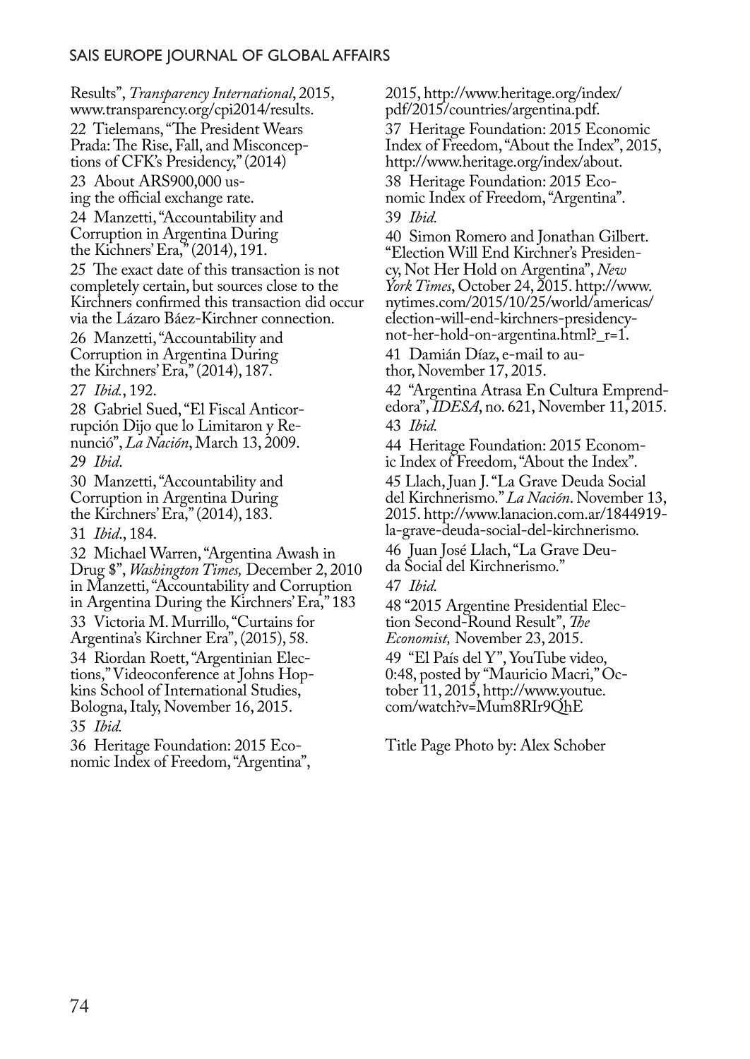Results", *Transparency International*, 2015, www.transparency.org/cpi2014/results.

22 Tielemans, "The President Wears Prada: The Rise, Fall, and Misconceptions of CFK's Presidency," (2014)

23 About ARS900,000 using the official exchange rate.

24 Manzetti, "Accountability and Corruption in Argentina During the Kichners' Era," (2014), 191.

25 The exact date of this transaction is not completely certain, but sources close to the Kirchners confirmed this transaction did occur via the Lázaro Báez-Kirchner connection.

26 Manzetti, "Accountability and Corruption in Argentina During the Kirchners' Era," (2014), 187.

27 *Ibid.*, 192.

28 Gabriel Sued, "El Fiscal Anticorrupción Dijo que lo Limitaron y Renunció", *La Nación*, March 13, 2009.

29 *Ibid*.

30 Manzetti, "Accountability and Corruption in Argentina During the Kirchners' Era," (2014), 183.

31 *Ibid.*, 184.

32 Michael Warren, "Argentina Awash in Drug $", *Washington Times,* December 2, 2010 in Manzetti, "Accountability and Corruption in Argentina During the Kirchners' Era," 183

33 Victoria M. Murrillo, "Curtains for Argentina's Kirchner Era", (2015), 58.

34 Riordan Roett, "Argentinian Elections," Videoconference at Johns Hopkins School of International Studies, Bologna, Italy, November 16, 2015.

35 *Ibid.*

36 Heritage Foundation: 2015 Economic Index of Freedom, "Argentina", 2015, http://www.heritage.org/index/pdf/2015/countries/argentina.pdf.

37 Heritage Foundation: 2015 Economic Index of Freedom, "About the Index", 2015, http://www.heritage.org/index/about.

38 Heritage Foundation: 2015 Economic Index of Freedom, "Argentina".

39 *Ibid.*

40 Simon Romero and Jonathan Gilbert. "Election Will End Kirchner's Presidency, Not Her Hold on Argentina", *New York Times*, October 24, 2015. http://www.nytimes.com/2015/10/25/world/americas/election-will-end-kirchners-presidency-not-her-hold-on-argentina.html?_r=1.

41 Damián Díaz, e-mail to author, November 17, 2015.

42 "Argentina Atrasa En Cultura Emprendedora", *IDESA*, no. 621, November 11, 2015.

43 *Ibid.*

44 Heritage Foundation: 2015 Economic Index of Freedom, "About the Index".

45 Llach, Juan J. "La Grave Deuda Social del Kirchnerismo." *La Nación*. November 13, 2015. http://www.lanacion.com.ar/1844919-la-grave-deuda-social-del-kirchnerismo.

46 Juan José Llach, "La Grave Deuda Social del Kirchnerismo."

47 *Ibid.*

48 "2015 Argentine Presidential Election Second-Round Result", *The Economist,* November 23, 2015.

49 "El País del Y", YouTube video, 0:48, posted by "Mauricio Macri," October 11, 2015, http://www.youtue.com/watch?v=Mum8RIr9QhE

Title Page Photo by: Alex Schober